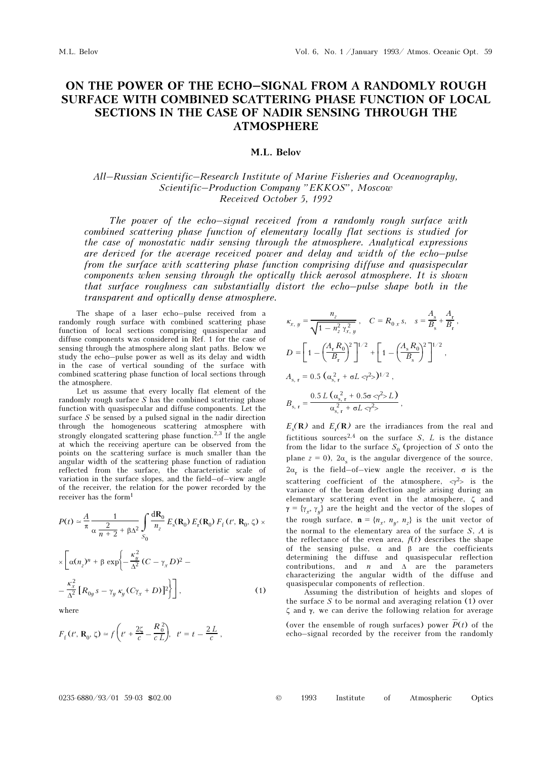# ON THE POWER OF THE ECHO–SIGNAL FROM A RANDOMLY ROUGH SURFACE WITH COMBINED SCATTERING PHASE FUNCTION OF LOCAL SECTIONS IN THE CASE OF NADIR SENSING THROUGH THE ATMOSPHERE

**M.L. Belov**

*All–Russian Scientific–Research Institute of Marine Fisheries and Oceanography, Scientific–Production Company "EKKOS", Moscow*
*Received October 5, 1992*

*The power of the echo–signal received from a randomly rough surface with combined scattering phase function of elementary locally flat sections is studied for the case of monostatic nadir sensing through the atmosphere. Analytical expressions are derived for the average received power and delay and width of the echo–pulse from the surface with scattering phase function comprising diffuse and quasispecular components when sensing through the optically thick aerosol atmosphere. It is shown that surface roughness can substantially distort the echo–pulse shape both in the transparent and optically dense atmosphere.*

The shape of a laser echo–pulse received from a randomly rough surface with combined scattering phase function of local sections comprising quasispecular and diffuse components was considered in Ref. 1 for the case of sensing through the atmosphere along slant paths. Below we study the echo–pulse power as well as its delay and width in the case of vertical sounding of the surface with combined scattering phase function of local sections through the atmosphere.

Let us assume that every locally flat element of the randomly rough surface $S$ has the combined scattering phase function with quasispecular and diffuse components. Let the surface $S$ be sensed by a pulsed signal in the nadir direction through the homogeneous scattering atmosphere with strongly elongated scattering phase function.[2,3] If the angle at which the receiving aperture can be observed from the points on the scattering surface is much smaller than the angular width of the scattering phase function of radiation reflected from the surface, the characteristic scale of variation in the surface slopes, and the field–of–view angle of the receiver, the relation for the power recorded by the receiver has the form[1]

$$P(t) \simeq \frac{A}{\pi}\,\frac{1}{\alpha\,\dfrac{2}{n+2}+\beta\Delta^2}\int\limits_{S_0}\frac{d\mathbf{R}_0}{n_z}\,E_s(\mathbf{R}_0)\,E_r(\mathbf{R}_0)\,F_f(t',\mathbf{R}_0,\zeta)\times$$

$$\times\left[\alpha(n_z)^n+\beta\exp\left\{-\frac{\kappa_y^2}{\Delta^2}(C-\gamma_x D)^2-\right.\right.$$

$$\left.\left.-\frac{\kappa_x^2}{\Delta^2}\left[R_{0y}\,s-\gamma_y\,\kappa_y(C\gamma_x+D)\right]^2\right\}\right], \qquad (1)$$

where

$$F_f(t',\mathbf{R}_0,\zeta)\simeq f\left(t'+\frac{2\zeta}{c}-\frac{R_0^2}{c\,L}\right),\quad t'=t-\frac{2\,L}{c},$$

$$\kappa_{x,\,y}=\frac{n_z}{\sqrt{1-n_z^2\,\gamma_{x,\,y}^2}},\quad C=R_{0\,x}\,s,\quad s=\frac{A_s}{B_s}+\frac{A_r}{B_r},$$

$$D=\left[1-\left(\frac{A_r\,R_0}{B_r}\right)^2\right]^{1/2}+\left[1-\left(\frac{A_s\,R_0}{B_s}\right)^2\right]^{1/2},$$

$$A_{s,\,r}=0.5\,(\alpha_{s,\,r}^2+\sigma L\langle\gamma^2\rangle)^{1/2},$$

$$B_{s,\,r}=\frac{0.5\,L\,(\alpha_{s,\,r}^2+0.5\sigma\langle\gamma^2\rangle L)}{\alpha_{s,\,r}^2+\sigma L\langle\gamma^2\rangle},$$

$E_s(\mathbf{R})$ and $E_r(\mathbf{R})$ are the irradiances from the real and fictitious sources[2,4] on the surface $S$, $L$ is the distance from the lidar to the surface $S_0$ (projection of $S$ onto the plane $z = 0$), $2\alpha_s$ is the angular divergence of the source, $2\alpha_r$ is the field–of–view angle the receiver, $\sigma$ is the scattering coefficient of the atmosphere, $\langle\gamma^2\rangle$ is the variance of the beam deflection angle arising during an elementary scattering event in the atmosphere, $\zeta$ and $\gamma = \{\gamma_x, \gamma_y\}$ are the height and the vector of the slopes of the rough surface, $\mathbf{n} = \{n_x, n_y, n_z\}$ is the unit vector of the normal to the elementary area of the surface $S$, $A$ is the reflectance of the even area, $f(t)$ describes the shape of the sensing pulse, $\alpha$ and $\beta$ are the coefficients determining the diffuse and quasispecular reflection contributions, and $n$ and $\Delta$ are the parameters characterizing the angular width of the diffuse and quasispecular components of reflection.

Assuming the distribution of heights and slopes of the surface $S$ to be normal and averaging relation (1) over $\zeta$ and $\gamma$, we can derive the following relation for average (over the ensemble of rough surfaces) power $\overline{P}(t)$ of the echo–signal recorded by the receiver from the randomly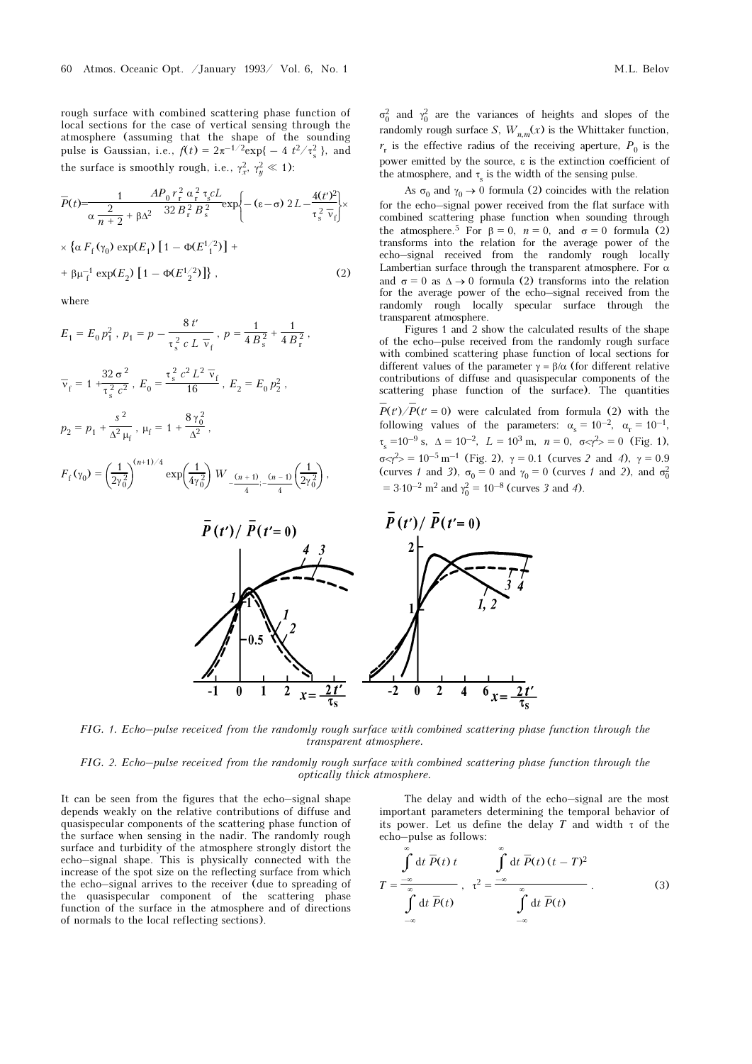rough surface with combined scattering phase function of local sections for the case of vertical sensing through the atmosphere (assuming that the shape of the sounding pulse is Gaussian, i.e., $f(t) = 2\pi^{-1/2}\exp\{-4t^2/\tau_s^2\}$, and the surface is smoothly rough, i.e., $\gamma_x^2, \gamma_y^2 \ll 1$):

$$\bar{P}(t) = \frac{1}{\alpha\dfrac{2}{n+2} + \beta\Delta^2}\,\frac{AP_0 r_r^2 \alpha_r^2 \tau_s c L}{32 B_r^2 B_s^2}\exp\left\{-(\varepsilon - \sigma)\,2L - \frac{4(t')^2}{\tau_s^2 \bar{\nu}_f}\right\}\times$$

$$\times\left\{\alpha F_f(\gamma_0)\exp(E_1)\left[1 - \Phi(E_1^{1/2})\right] + \beta\mu_f^{-1}\exp(E_2)\left[1 - \Phi(E_2^{1/2})\right]\right\}, \qquad (2)$$

where

$$E_1 = E_0 p_1^2,\ p_1 = p - \frac{8t'}{\tau_s^2 c L \bar{\nu}_f},\ p = \frac{1}{4B_s^2} + \frac{1}{4B_r^2},$$

$$\bar{\nu}_f = 1 + \frac{32\sigma^2}{\tau_s^2 c^2},\ E_0 = \frac{\tau_s^2 c^2 L^2 \bar{\nu}_f}{16},\ E_2 = E_0 p_2^2,$$

$$p_2 = p_1 + \frac{s^2}{\Delta^2\mu_f},\ \mu_f = 1 + \frac{8\gamma_0^2}{\Delta^2},$$

$$F_f(\gamma_0) = \left(\frac{1}{2\gamma_0^2}\right)^{(n+1)/4}\exp\left(\frac{1}{4\gamma_0^2}\right) W_{-\frac{(n+1)}{4};-\frac{(n-1)}{4}}\left(\frac{1}{2\gamma_0^2}\right),$$

$\sigma_0^2$ and $\gamma_0^2$ are the variances of heights and slopes of the randomly rough surface $S$, $W_{n,m}(x)$ is the Whittaker function, $r_r$ is the effective radius of the receiving aperture, $P_0$ is the power emitted by the source, $\varepsilon$ is the extinction coefficient of the atmosphere, and $\tau_s$ is the width of the sensing pulse.

As $\sigma_0$ and $\gamma_0 \to 0$ formula (2) coincides with the relation for the echo–signal power received from the flat surface with combined scattering phase function when sounding through the atmosphere.[5] For $\beta = 0$, $n = 0$, and $\sigma = 0$ formula (2) transforms into the relation for the average power of the echo–signal received from the randomly rough locally Lambertian surface through the transparent atmosphere. For $\alpha$ and $\sigma = 0$ as $\Delta \to 0$ formula (2) transforms into the relation for the average power of the echo–signal received from the randomly rough locally specular surface through the transparent atmosphere.

Figures 1 and 2 show the calculated results of the shape of the echo–pulse received from the randomly rough surface with combined scattering phase function of local sections for different values of the parameter $\gamma = \beta/\alpha$ (for different relative contributions of diffuse and quasispecular components of the scattering phase function of the surface). The quantities $\bar{P}(t')/\bar{P}(t' = 0)$ were calculated from formula (2) with the following values of the parameters: $\alpha_s = 10^{-2}$, $\alpha_r = 10^{-1}$, $\tau_s = 10^{-9}$ s, $\Delta = 10^{-2}$, $L = 10^3$ m, $n = 0$, $\sigma\langle\gamma^2\rangle = 0$ (Fig. 1), $\sigma\langle\gamma^2\rangle = 10^{-5}\ \text{m}^{-1}$ (Fig. 2), $\gamma = 0.1$ (curves *2* and *4*), $\gamma = 0.9$ (curves *1* and *3*), $\sigma_0 = 0$ and $\gamma_0 = 0$ (curves *1* and *2*), and $\sigma_0^2 = 3\cdot10^{-2}\ \text{m}^2$ and $\gamma_0^2 = 10^{-8}$ (curves *3* and *4*).

*FIG. 1. Echo–pulse received from the randomly rough surface with combined scattering phase function through the transparent atmosphere.*

*FIG. 2. Echo–pulse received from the randomly rough surface with combined scattering phase function through the optically thick atmosphere.*

It can be seen from the figures that the echo–signal shape depends weakly on the relative contributions of diffuse and quasispecular components of the scattering phase function of the surface when sensing in the nadir. The randomly rough surface and turbidity of the atmosphere strongly distort the echo–signal shape. This is physically connected with the increase of the spot size on the reflecting surface from which the echo–signal arrives to the receiver (due to spreading of the quasispecular component of the scattering phase function of the surface in the atmosphere and of directions of normals to the local reflecting sections).

The delay and width of the echo–signal are the most important parameters determining the temporal behavior of its power. Let us define the delay $T$ and width $\tau$ of the echo–pulse as follows:

$$T = \frac{\int\limits_{-\infty}^{\infty} dt\,\bar{P}(t)\,t}{\int\limits_{-\infty}^{\infty} dt\,\bar{P}(t)},\quad \tau^2 = \frac{\int\limits_{-\infty}^{\infty} dt\,\bar{P}(t)\,(t - T)^2}{\int\limits_{-\infty}^{\infty} dt\,\bar{P}(t)}. \qquad (3)$$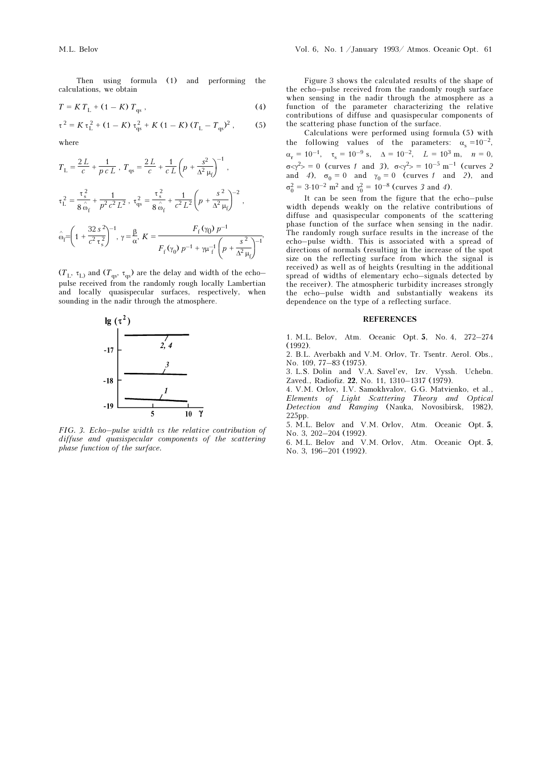Then using formula (1) and performing the calculations, we obtain

$$T = K\,T_{\rm L} + (1 - K)\,T_{\rm qs}\,, \tag{4}$$

$$\tau^2 = K\,\tau_{\rm L}^2 + (1 - K)\,\tau_{\rm qs}^2 + K\,(1 - K)\,(T_{\rm L} - T_{\rm qs})^2\,, \tag{5}$$

where

$$T_{\rm L} = \frac{2\,L}{c} + \frac{1}{p\,c\,L}\,,\; T_{\rm qs} = \frac{2\,L}{c} + \frac{1}{c\,L}\left(p + \frac{s^2}{\Delta^2\,\mu_{\rm f}}\right)^{-1},$$

$$\tau_{\rm L}^2 = \frac{\tau_{\rm s}^2}{8\,\hat{\omega}_{\rm f}} + \frac{1}{p^2\,c^2\,L^2}\,,\; \tau_{\rm qs}^2 = \frac{\tau_{\rm s}^2}{8\,\hat{\omega}_{\rm f}} + \frac{1}{c^2\,L^2}\left(p + \frac{s^2}{\Delta^2\,\mu_{\rm f}}\right)^{-2},$$

$$\hat{\omega}_{\rm f} = \left(1 + \frac{32\,s^2}{c^2\,\tau_{\rm s}^2}\right)^{-1},\; \gamma = \frac{\beta}{\alpha},\; K = \frac{F_{\rm f}(\gamma_0)\,p^{-1}}{F_{\rm f}(\gamma_0)\,p^{-1} + \gamma\mu_{\rm f}^{-1}\left(p + \dfrac{s^2}{\Delta^2\,\mu_{\rm f}}\right)^{-1}},$$

($T_{\rm L}$, $\tau_{\rm L}$) and ($T_{\rm qs}$, $\tau_{\rm qs}$) are the delay and width of the echo–pulse received from the randomly rough locally Lambertian and locally quasispecular surfaces, respectively, when sounding in the nadir through the atmosphere.

lg ($\tau^2$)
-17
-18
-19
2, 4
3
1
5
10
$\gamma$

*FIG. 3. Echo–pulse width vs the relative contribution of diffuse and quasispecular components of the scattering phase function of the surface.*

Figure 3 shows the calculated results of the shape of the echo–pulse received from the randomly rough surface when sensing in the nadir through the atmosphere as a function of the parameter characterizing the relative contributions of diffuse and quasispecular components of the scattering phase function of the surface.

Calculations were performed using formula (5) with the following values of the parameters: $\alpha_{\rm s} = 10^{-2}$, $\alpha_{\rm r} = 10^{-1}$, $\tau_{\rm s} = 10^{-9}$ s, $\Delta = 10^{-2}$, $L = 10^3$ m, $n = 0$, $\sigma\langle\gamma^2\rangle = 0$ (curves *1* and *3*), $\sigma\langle\gamma^2\rangle = 10^{-5}$ m$^{-1}$ (curves *2* and *4*), $\sigma_0 = 0$ and $\gamma_0 = 0$ (curves *1* and *2*), and $\sigma_0^2 = 3{\cdot}10^{-2}$ m$^2$ and $\gamma_0^2 = 10^{-8}$ (curves *3* and *4*).

It can be seen from the figure that the echo–pulse width depends weakly on the relative contributions of diffuse and quasispecular components of the scattering phase function of the surface when sensing in the nadir. The randomly rough surface results in the increase of the echo–pulse width. This is associated with a spread of directions of normals (resulting in the increase of the spot size on the reflecting surface from which the signal is received) as well as of heights (resulting in the additional spread of widths of elementary echo–signals detected by the receiver). The atmospheric turbidity increases strongly the echo–pulse width and substantially weakens its dependence on the type of a reflecting surface.

## REFERENCES

1. M.L. Belov, Atm. Oceanic Opt. **5**, No. 4, 272–274 (1992).
2. B.L. Averbakh and V.M. Orlov, Tr. Tsentr. Aerol. Obs., No. 109, 77–83 (1975).
3. L.S. Dolin and V.A. Savel'ev, Izv. Vyssh. Uchebn. Zaved., Radiofiz. **22**, No. 11, 1310–1317 (1979).
4. V.M. Orlov, I.V. Samokhvalov, G.G. Matvienko, et al., *Elements of Light Scattering Theory and Optical Detection and Ranging* (Nauka, Novosibirsk, 1982), 225pp.
5. M.L. Belov and V.M. Orlov, Atm. Oceanic Opt. **5**, No. 3, 202–204 (1992).
6. M.L. Belov and V.M. Orlov, Atm. Oceanic Opt. **5**, No. 3, 196–201 (1992).